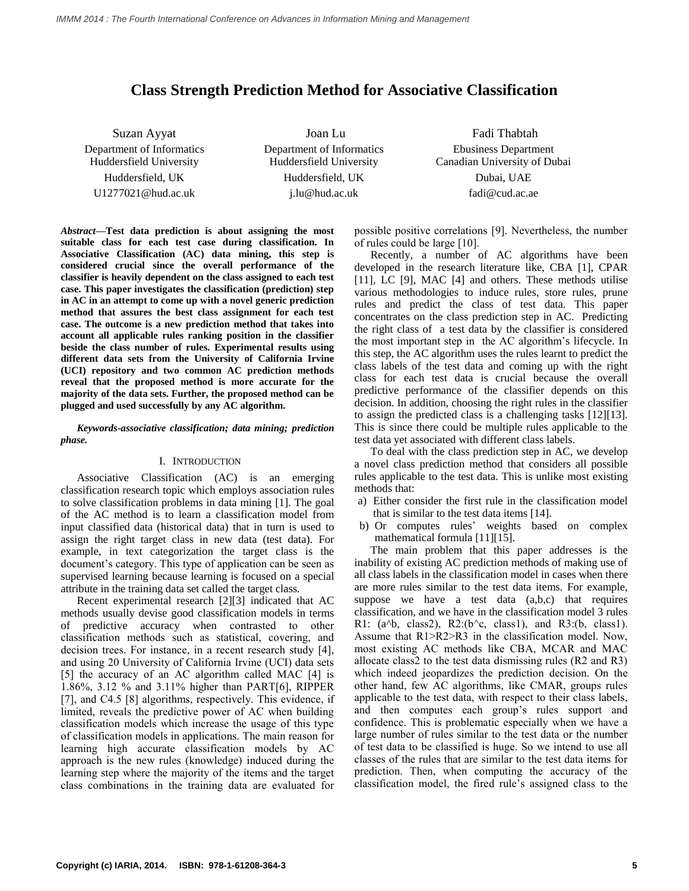# Class Strength Prediction Method for Associative Classification

Suzan Ayyat
Department of Informatics
Huddersfield University
Huddersfield, UK
U1277021@hud.ac.uk

Joan Lu
Department of Informatics
Huddersfield University
Huddersfield, UK
j.lu@hud.ac.uk

Fadi Thabtah
Ebusiness Department
Canadian University of Dubai
Dubai, UAE
fadi@cud.ac.ae

***Abstract*—Test data prediction is about assigning the most suitable class for each test case during classification. In Associative Classification (AC) data mining, this step is considered crucial since the overall performance of the classifier is heavily dependent on the class assigned to each test case. This paper investigates the classification (prediction) step in AC in an attempt to come up with a novel generic prediction method that assures the best class assignment for each test case. The outcome is a new prediction method that takes into account all applicable rules ranking position in the classifier beside the class number of rules. Experimental results using different data sets from the University of California Irvine (UCI) repository and two common AC prediction methods reveal that the proposed method is more accurate for the majority of the data sets. Further, the proposed method can be plugged and used successfully by any AC algorithm.**

***Keywords-associative classification; data mining; prediction phase.***

## I. Introduction

Associative Classification (AC) is an emerging classification research topic which employs association rules to solve classification problems in data mining [1]. The goal of the AC method is to learn a classification model from input classified data (historical data) that in turn is used to assign the right target class in new data (test data). For example, in text categorization the target class is the document's category. This type of application can be seen as supervised learning because learning is focused on a special attribute in the training data set called the target class.

Recent experimental research [2][3] indicated that AC methods usually devise good classification models in terms of predictive accuracy when contrasted to other classification methods such as statistical, covering, and decision trees. For instance, in a recent research study [4], and using 20 University of California Irvine (UCI) data sets [5] the accuracy of an AC algorithm called MAC [4] is 1.86%, 3.12 % and 3.11% higher than PART[6], RIPPER [7], and C4.5 [8] algorithms, respectively. This evidence, if limited, reveals the predictive power of AC when building classification models which increase the usage of this type of classification models in applications. The main reason for learning high accurate classification models by AC approach is the new rules (knowledge) induced during the learning step where the majority of the items and the target class combinations in the training data are evaluated for possible positive correlations [9]. Nevertheless, the number of rules could be large [10].

Recently, a number of AC algorithms have been developed in the research literature like, CBA [1], CPAR [11], LC [9], MAC [4] and others. These methods utilise various methodologies to induce rules, store rules, prune rules and predict the class of test data. This paper concentrates on the class prediction step in AC. Predicting the right class of a test data by the classifier is considered the most important step in the AC algorithm's lifecycle. In this step, the AC algorithm uses the rules learnt to predict the class labels of the test data and coming up with the right class for each test data is crucial because the overall predictive performance of the classifier depends on this decision. In addition, choosing the right rules in the classifier to assign the predicted class is a challenging tasks [12][13]. This is since there could be multiple rules applicable to the test data yet associated with different class labels.

To deal with the class prediction step in AC, we develop a novel class prediction method that considers all possible rules applicable to the test data. This is unlike most existing methods that:

a) Either consider the first rule in the classification model that is similar to the test data items [14].
b) Or computes rules' weights based on complex mathematical formula [11][15].

The main problem that this paper addresses is the inability of existing AC prediction methods of making use of all class labels in the classification model in cases when there are more rules similar to the test data items. For example, suppose we have a test data (a,b,c) that requires classification, and we have in the classification model 3 rules R1: (a^b, class2), R2:(b^c, class1), and R3:(b, class1). Assume that R1>R2>R3 in the classification model. Now, most existing AC methods like CBA, MCAR and MAC allocate class2 to the test data dismissing rules (R2 and R3) which indeed jeopardizes the prediction decision. On the other hand, few AC algorithms, like CMAR, groups rules applicable to the test data, with respect to their class labels, and then computes each group's rules support and confidence. This is problematic especially when we have a large number of rules similar to the test data or the number of test data to be classified is huge. So we intend to use all classes of the rules that are similar to the test data items for prediction. Then, when computing the accuracy of the classification model, the fired rule's assigned class to the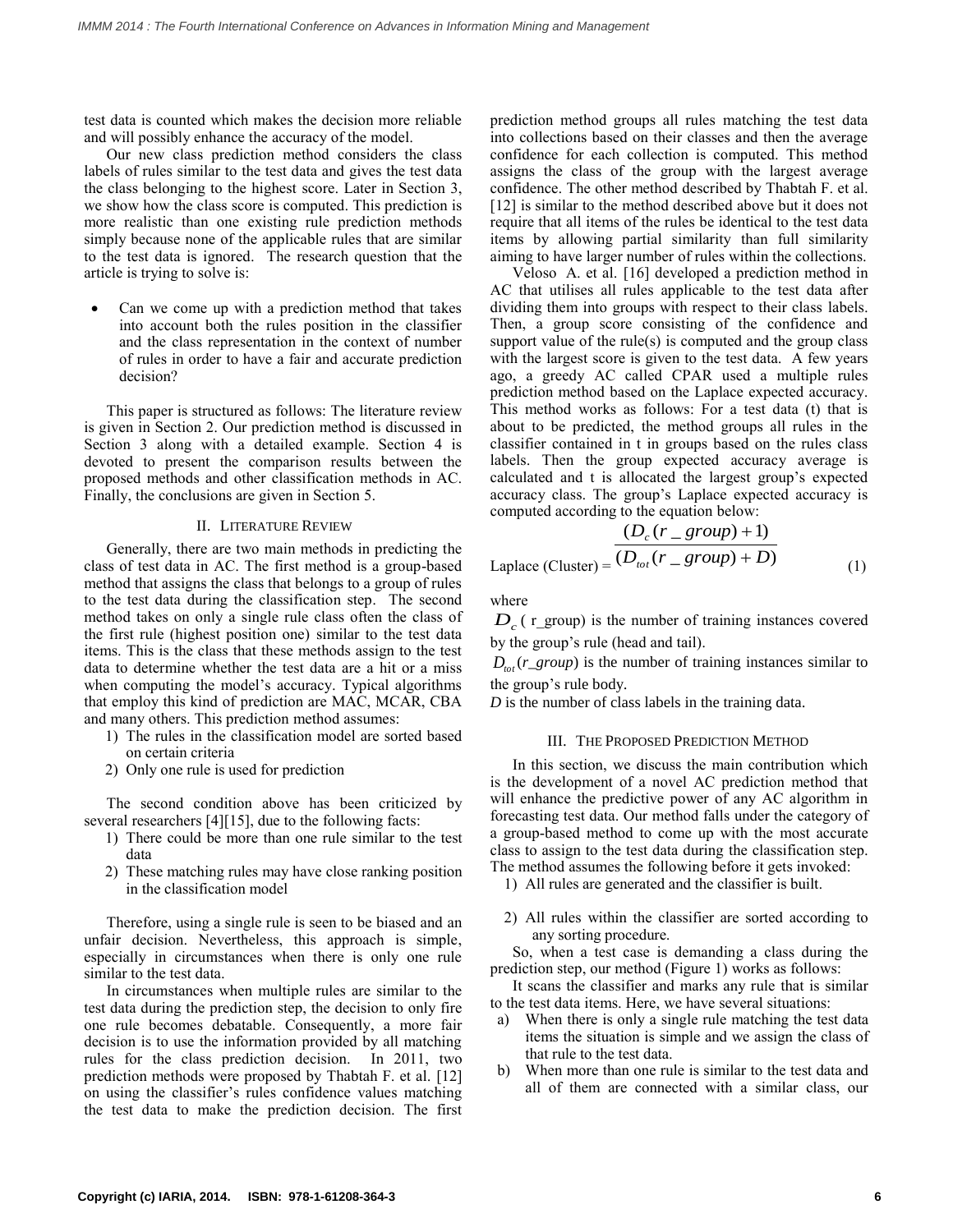test data is counted which makes the decision more reliable and will possibly enhance the accuracy of the model.

Our new class prediction method considers the class labels of rules similar to the test data and gives the test data the class belonging to the highest score. Later in Section 3, we show how the class score is computed. This prediction is more realistic than one existing rule prediction methods simply because none of the applicable rules that are similar to the test data is ignored. The research question that the article is trying to solve is:

- Can we come up with a prediction method that takes into account both the rules position in the classifier and the class representation in the context of number of rules in order to have a fair and accurate prediction decision?

This paper is structured as follows: The literature review is given in Section 2. Our prediction method is discussed in Section 3 along with a detailed example. Section 4 is devoted to present the comparison results between the proposed methods and other classification methods in AC. Finally, the conclusions are given in Section 5.

## II. Literature Review

Generally, there are two main methods in predicting the class of test data in AC. The first method is a group-based method that assigns the class that belongs to a group of rules to the test data during the classification step. The second method takes on only a single rule class often the class of the first rule (highest position one) similar to the test data items. This is the class that these methods assign to the test data to determine whether the test data are a hit or a miss when computing the model's accuracy. Typical algorithms that employ this kind of prediction are MAC, MCAR, CBA and many others. This prediction method assumes:

1) The rules in the classification model are sorted based on certain criteria
2) Only one rule is used for prediction

The second condition above has been criticized by several researchers [4][15], due to the following facts:

1) There could be more than one rule similar to the test data
2) These matching rules may have close ranking position in the classification model

Therefore, using a single rule is seen to be biased and an unfair decision. Nevertheless, this approach is simple, especially in circumstances when there is only one rule similar to the test data.

In circumstances when multiple rules are similar to the test data during the prediction step, the decision to only fire one rule becomes debatable. Consequently, a more fair decision is to use the information provided by all matching rules for the class prediction decision. In 2011, two prediction methods were proposed by Thabtah F. et al. [12] on using the classifier's rules confidence values matching the test data to make the prediction decision. The first prediction method groups all rules matching the test data into collections based on their classes and then the average confidence for each collection is computed. This method assigns the class of the group with the largest average confidence. The other method described by Thabtah F. et al. [12] is similar to the method described above but it does not require that all items of the rules be identical to the test data items by allowing partial similarity than full similarity aiming to have larger number of rules within the collections.

Veloso A. et al. [16] developed a prediction method in AC that utilises all rules applicable to the test data after dividing them into groups with respect to their class labels. Then, a group score consisting of the confidence and support value of the rule(s) is computed and the group class with the largest score is given to the test data. A few years ago, a greedy AC called CPAR used a multiple rules prediction method based on the Laplace expected accuracy. This method works as follows: For a test data (t) that is about to be predicted, the method groups all rules in the classifier contained in t in groups based on the rules class labels. Then the group expected accuracy average is calculated and t is allocated the largest group's expected accuracy class. The group's Laplace expected accuracy is computed according to the equation below:

$$\text{Laplace (Cluster)} = \frac{(D_c(r\_group)+1)}{(D_{tot}(r\_group)+D)} \qquad (1)$$

where

$D_c$ ( r_group) is the number of training instances covered by the group's rule (head and tail).

$D_{tot}(r\_group)$ is the number of training instances similar to the group's rule body.

$D$ is the number of class labels in the training data.

## III. The Proposed Prediction Method

In this section, we discuss the main contribution which is the development of a novel AC prediction method that will enhance the predictive power of any AC algorithm in forecasting test data. Our method falls under the category of a group-based method to come up with the most accurate class to assign to the test data during the classification step. The method assumes the following before it gets invoked:

1) All rules are generated and the classifier is built.
2) All rules within the classifier are sorted according to any sorting procedure.

So, when a test case is demanding a class during the prediction step, our method (Figure 1) works as follows:

It scans the classifier and marks any rule that is similar to the test data items. Here, we have several situations:

a) When there is only a single rule matching the test data items the situation is simple and we assign the class of that rule to the test data.
b) When more than one rule is similar to the test data and all of them are connected with a similar class, our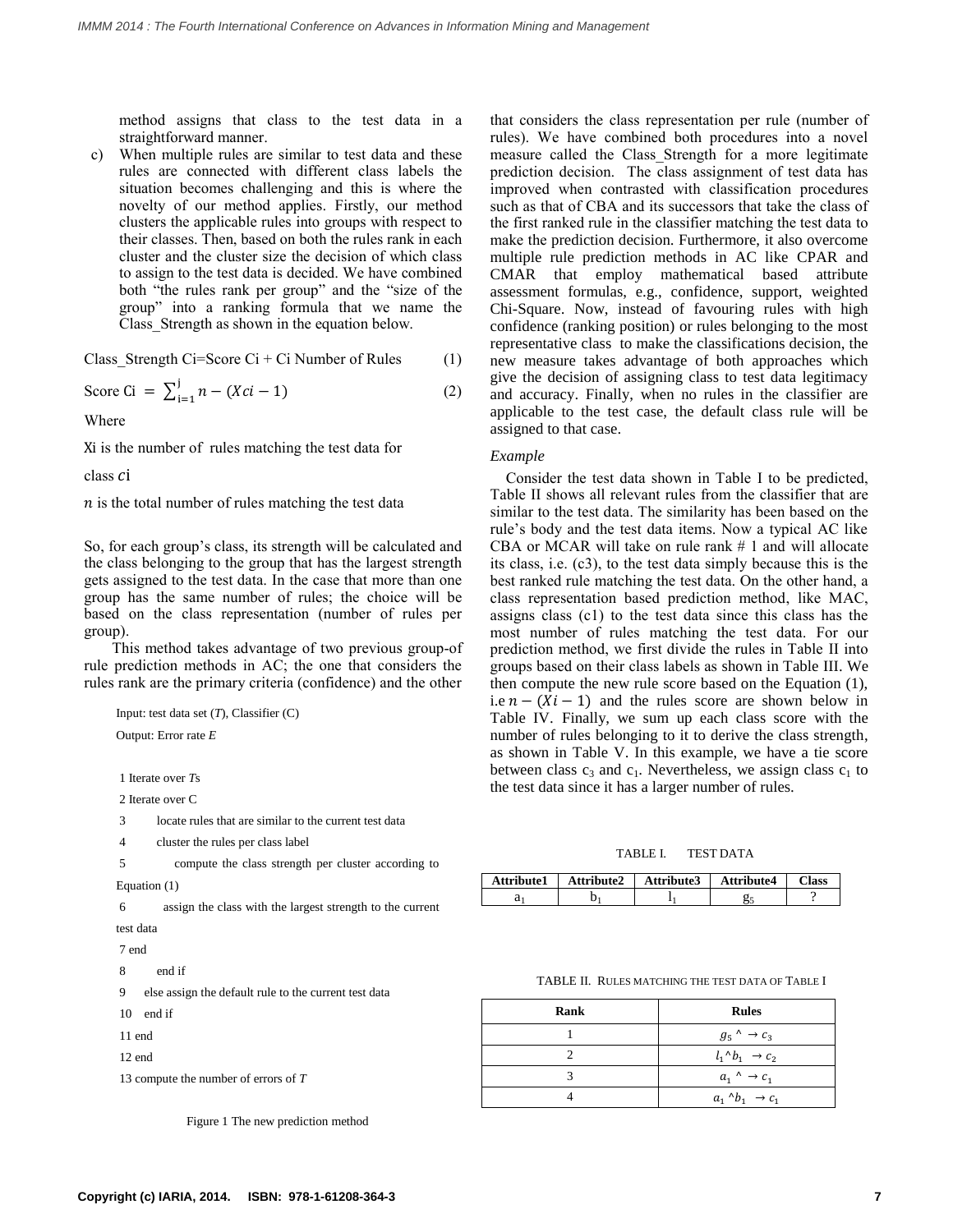method assigns that class to the test data in a straightforward manner.

c) When multiple rules are similar to test data and these rules are connected with different class labels the situation becomes challenging and this is where the novelty of our method applies. Firstly, our method clusters the applicable rules into groups with respect to their classes. Then, based on both the rules rank in each cluster and the cluster size the decision of which class to assign to the test data is decided. We have combined both "the rules rank per group" and the "size of the group" into a ranking formula that we name the Class_Strength as shown in the equation below.

$$\text{Class\_Strength Ci=Score Ci + Ci Number of Rules} \qquad (1)$$

$$\text{Score Ci} = \sum_{i=1}^{j} n - (Xci - 1) \qquad (2)$$

Where

Xi is the number of rules matching the test data for class $ci$

$n$ is the total number of rules matching the test data

So, for each group's class, its strength will be calculated and the class belonging to the group that has the largest strength gets assigned to the test data. In the case that more than one group has the same number of rules; the choice will be based on the class representation (number of rules per group).

This method takes advantage of two previous group-of rule prediction methods in AC; the one that considers the rules rank are the primary criteria (confidence) and the other that considers the class representation per rule (number of rules). We have combined both procedures into a novel measure called the Class_Strength for a more legitimate prediction decision. The class assignment of test data has improved when contrasted with classification procedures such as that of CBA and its successors that take the class of the first ranked rule in the classifier matching the test data to make the prediction decision. Furthermore, it also overcome multiple rule prediction methods in AC like CPAR and CMAR that employ mathematical based attribute assessment formulas, e.g., confidence, support, weighted Chi-Square. Now, instead of favouring rules with high confidence (ranking position) or rules belonging to the most representative class to make the classifications decision, the new measure takes advantage of both approaches which give the decision of assigning class to test data legitimacy and accuracy. Finally, when no rules in the classifier are applicable to the test case, the default class rule will be assigned to that case.

```
Input: test data set (T), Classifier (C)
Output: Error rate E

1 Iterate over Ts
2 Iterate over C
3     locate rules that are similar to the current test data
4     cluster the rules per class label
5         compute the class strength per cluster according to
Equation (1)
6       assign the class with the largest strength to the current
test data
7 end
8     end if
9   else assign the default rule to the current test data
10  end if
11 end
12 end
13 compute the number of errors of T
```

Figure 1 The new prediction method

*Example*

Consider the test data shown in Table I to be predicted, Table II shows all relevant rules from the classifier that are similar to the test data. The similarity has been based on the rule's body and the test data items. Now a typical AC like CBA or MCAR will take on rule rank # 1 and will allocate its class, i.e. (c3), to the test data simply because this is the best ranked rule matching the test data. On the other hand, a class representation based prediction method, like MAC, assigns class (c1) to the test data since this class has the most number of rules matching the test data. For our prediction method, we first divide the rules in Table II into groups based on their class labels as shown in Table III. We then compute the new rule score based on the Equation (1), i.e $n - (Xi - 1)$ and the rules score are shown below in Table IV. Finally, we sum up each class score with the number of rules belonging to it to derive the class strength, as shown in Table V. In this example, we have a tie score between class $c_3$ and $c_1$. Nevertheless, we assign class $c_1$ to the test data since it has a larger number of rules.

TABLE I. TEST DATA

| Attribute1 | Attribute2 | Attribute3 | Attribute4 | Class |
|---|---|---|---|---|
| $a_1$ | $b_1$ | $l_1$ | $g_5$ | ? |

TABLE II. RULES MATCHING THE TEST DATA OF TABLE I

| Rank | Rules |
|---|---|
| 1 | $g_5$ ^ $\rightarrow c_3$ |
| 2 | $l_1$^$b_1$ $\rightarrow c_2$ |
| 3 | $a_1$ ^ $\rightarrow c_1$ |
| 4 | $a_1$ ^$b_1$ $\rightarrow c_1$ |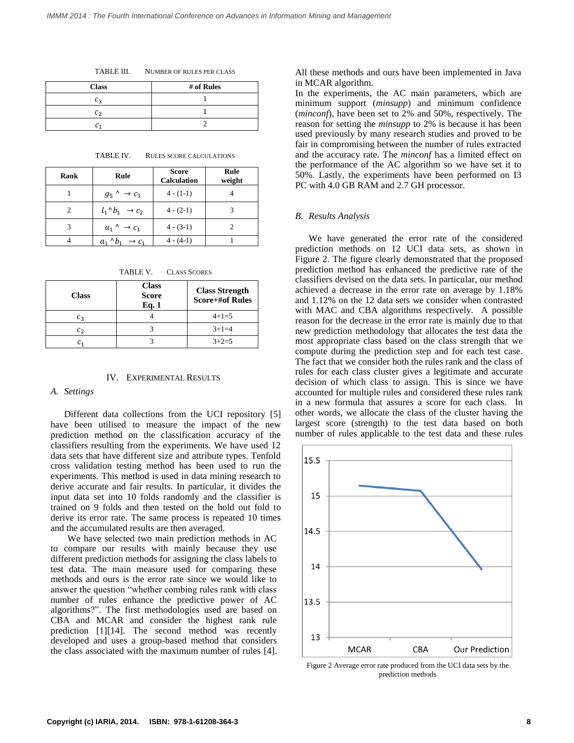TABLE III. NUMBER OF RULES PER CLASS

| Class | # of Rules |
|---|---|
| $c_3$ | 1 |
| $c_2$ | 1 |
| $c_1$ | 2 |

TABLE IV. RULES SCORE CALCULATIONS

| Rank | Rule | Score Calculation | Rule weight |
|---|---|---|---|
| 1 | $g_5 \wedge \rightarrow c_3$ | 4 - (1-1) | 4 |
| 2 | $l_1 \wedge b_1 \rightarrow c_2$ | 4 - (2-1) | 3 |
| 3 | $a_1 \wedge \rightarrow c_1$ | 4 - (3-1) | 2 |
| 4 | $a_1 \wedge b_1 \rightarrow c_1$ | 4 - (4-1) | 1 |

TABLE V. CLASS SCORES

| Class | Class Score Eq. 1 | Class Strength Score+#of Rules |
|---|---|---|
| $c_3$ | 4 | 4+1=5 |
| $c_2$ | 3 | 3+1=4 |
| $c_1$ | 3 | 3+2=5 |

## IV. EXPERIMENTAL RESULTS

### A. Settings

Different data collections from the UCI repository [5] have been utilised to measure the impact of the new prediction method on the classification accuracy of the classifiers resulting from the experiments. We have used 12 data sets that have different size and attribute types. Tenfold cross validation testing method has been used to run the experiments. This method is used in data mining research to derive accurate and fair results. In particular, it divides the input data set into 10 folds randomly and the classifier is trained on 9 folds and then tested on the hold out fold to derive its error rate. The same process is repeated 10 times and the accumulated results are then averaged.

We have selected two main prediction methods in AC to compare our results with mainly because they use different prediction methods for assigning the class labels to test data. The main measure used for comparing these methods and ours is the error rate since we would like to answer the question "whether combing rules rank with class number of rules enhance the predictive power of AC algorithms?". The first methodologies used are based on CBA and MCAR and consider the highest rank rule prediction [1][14]. The second method was recently developed and uses a group-based method that considers the class associated with the maximum number of rules [4].

All these methods and ours have been implemented in Java in MCAR algorithm.

In the experiments, the AC main parameters, which are minimum support (*minsupp*) and minimum confidence (*minconf*), have been set to 2% and 50%, respectively. The reason for setting the *minsupp* to 2% is because it has been used previously by many research studies and proved to be fair in compromising between the number of rules extracted and the accuracy rate. The *minconf* has a limited effect on the performance of the AC algorithm so we have set it to 50%. Lastly, the experiments have been performed on I3 PC with 4.0 GB RAM and 2.7 GH processor.

### B. Results Analysis

We have generated the error rate of the considered prediction methods on 12 UCI data sets, as shown in Figure 2. The figure clearly demonstrated that the proposed prediction method has enhanced the predictive rate of the classifiers devised on the data sets. In particular, our method achieved a decrease in the error rate on average by 1.18% and 1.12% on the 12 data sets we consider when contrasted with MAC and CBA algorithms respectively. A possible reason for the decrease in the error rate is mainly due to that new prediction methodology that allocates the test data the most appropriate class based on the class strength that we compute during the prediction step and for each test case. The fact that we consider both the rules rank and the class of rules for each class cluster gives a legitimate and accurate decision of which class to assign. This is since we have accounted for multiple rules and considered these rules rank in a new formula that assures a score for each class. In other words, we allocate the class of the cluster having the largest score (strength) to the test data based on both number of rules applicable to the test data and these rules

Figure 2 Average error rate produced from the UCI data sets by the prediction methods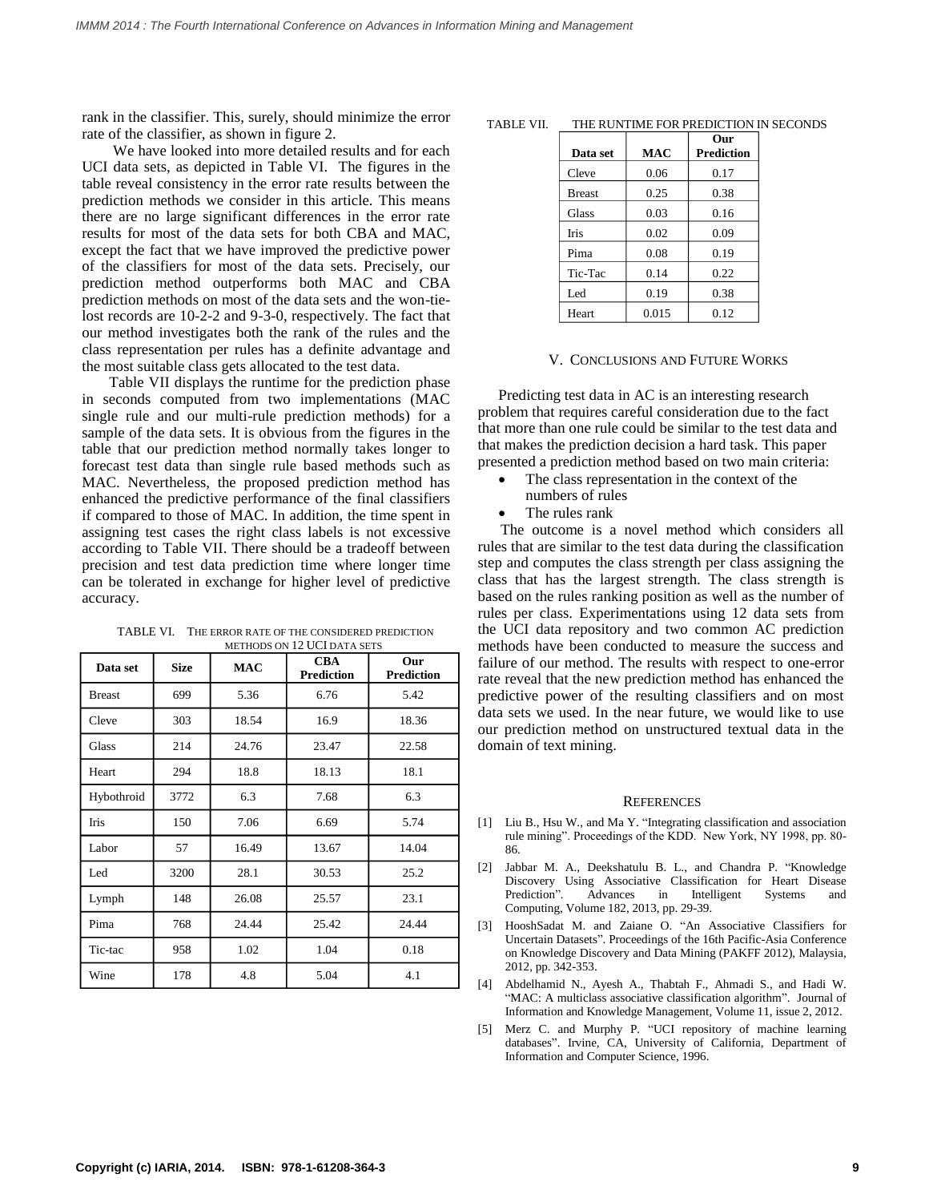rank in the classifier. This, surely, should minimize the error rate of the classifier, as shown in figure 2.

We have looked into more detailed results and for each UCI data sets, as depicted in Table VI. The figures in the table reveal consistency in the error rate results between the prediction methods we consider in this article. This means there are no large significant differences in the error rate results for most of the data sets for both CBA and MAC, except the fact that we have improved the predictive power of the classifiers for most of the data sets. Precisely, our prediction method outperforms both MAC and CBA prediction methods on most of the data sets and the won-tie-lost records are 10-2-2 and 9-3-0, respectively. The fact that our method investigates both the rank of the rules and the class representation per rules has a definite advantage and the most suitable class gets allocated to the test data.

Table VII displays the runtime for the prediction phase in seconds computed from two implementations (MAC single rule and our multi-rule prediction methods) for a sample of the data sets. It is obvious from the figures in the table that our prediction method normally takes longer to forecast test data than single rule based methods such as MAC. Nevertheless, the proposed prediction method has enhanced the predictive performance of the final classifiers if compared to those of MAC. In addition, the time spent in assigning test cases the right class labels is not excessive according to Table VII. There should be a tradeoff between precision and test data prediction time where longer time can be tolerated in exchange for higher level of predictive accuracy.

TABLE VI. THE ERROR RATE OF THE CONSIDERED PREDICTION METHODS ON 12 UCI DATA SETS

| Data set | Size | MAC | CBA Prediction | Our Prediction |
|---|---|---|---|---|
| Breast | 699 | 5.36 | 6.76 | 5.42 |
| Cleve | 303 | 18.54 | 16.9 | 18.36 |
| Glass | 214 | 24.76 | 23.47 | 22.58 |
| Heart | 294 | 18.8 | 18.13 | 18.1 |
| Hybothroid | 3772 | 6.3 | 7.68 | 6.3 |
| Iris | 150 | 7.06 | 6.69 | 5.74 |
| Labor | 57 | 16.49 | 13.67 | 14.04 |
| Led | 3200 | 28.1 | 30.53 | 25.2 |
| Lymph | 148 | 26.08 | 25.57 | 23.1 |
| Pima | 768 | 24.44 | 25.42 | 24.44 |
| Tic-tac | 958 | 1.02 | 1.04 | 0.18 |
| Wine | 178 | 4.8 | 5.04 | 4.1 |

TABLE VII. THE RUNTIME FOR PREDICTION IN SECONDS

| Data set | MAC | Our Prediction |
|---|---|---|
| Cleve | 0.06 | 0.17 |
| Breast | 0.25 | 0.38 |
| Glass | 0.03 | 0.16 |
| Iris | 0.02 | 0.09 |
| Pima | 0.08 | 0.19 |
| Tic-Tac | 0.14 | 0.22 |
| Led | 0.19 | 0.38 |
| Heart | 0.015 | 0.12 |

## V. CONCLUSIONS AND FUTURE WORKS

Predicting test data in AC is an interesting research problem that requires careful consideration due to the fact that more than one rule could be similar to the test data and that makes the prediction decision a hard task. This paper presented a prediction method based on two main criteria:

- The class representation in the context of the numbers of rules
- The rules rank

The outcome is a novel method which considers all rules that are similar to the test data during the classification step and computes the class strength per class assigning the class that has the largest strength. The class strength is based on the rules ranking position as well as the number of rules per class. Experimentations using 12 data sets from the UCI data repository and two common AC prediction methods have been conducted to measure the success and failure of our method. The results with respect to one-error rate reveal that the new prediction method has enhanced the predictive power of the resulting classifiers and on most data sets we used. In the near future, we would like to use our prediction method on unstructured textual data in the domain of text mining.

## REFERENCES

[1] Liu B., Hsu W., and Ma Y. "Integrating classification and association rule mining". Proceedings of the KDD. New York, NY 1998, pp. 80-86.

[2] Jabbar M. A., Deekshatulu B. L., and Chandra P. "Knowledge Discovery Using Associative Classification for Heart Disease Prediction". Advances in Intelligent Systems and Computing, Volume 182, 2013, pp. 29-39.

[3] HooshSadat M. and Zaiane O. "An Associative Classifiers for Uncertain Datasets". Proceedings of the 16th Pacific-Asia Conference on Knowledge Discovery and Data Mining (PAKFF 2012), Malaysia, 2012, pp. 342-353.

[4] Abdelhamid N., Ayesh A., Thabtah F., Ahmadi S., and Hadi W. "MAC: A multiclass associative classification algorithm". Journal of Information and Knowledge Management, Volume 11, issue 2, 2012.

[5] Merz C. and Murphy P. "UCI repository of machine learning databases". Irvine, CA, University of California, Department of Information and Computer Science, 1996.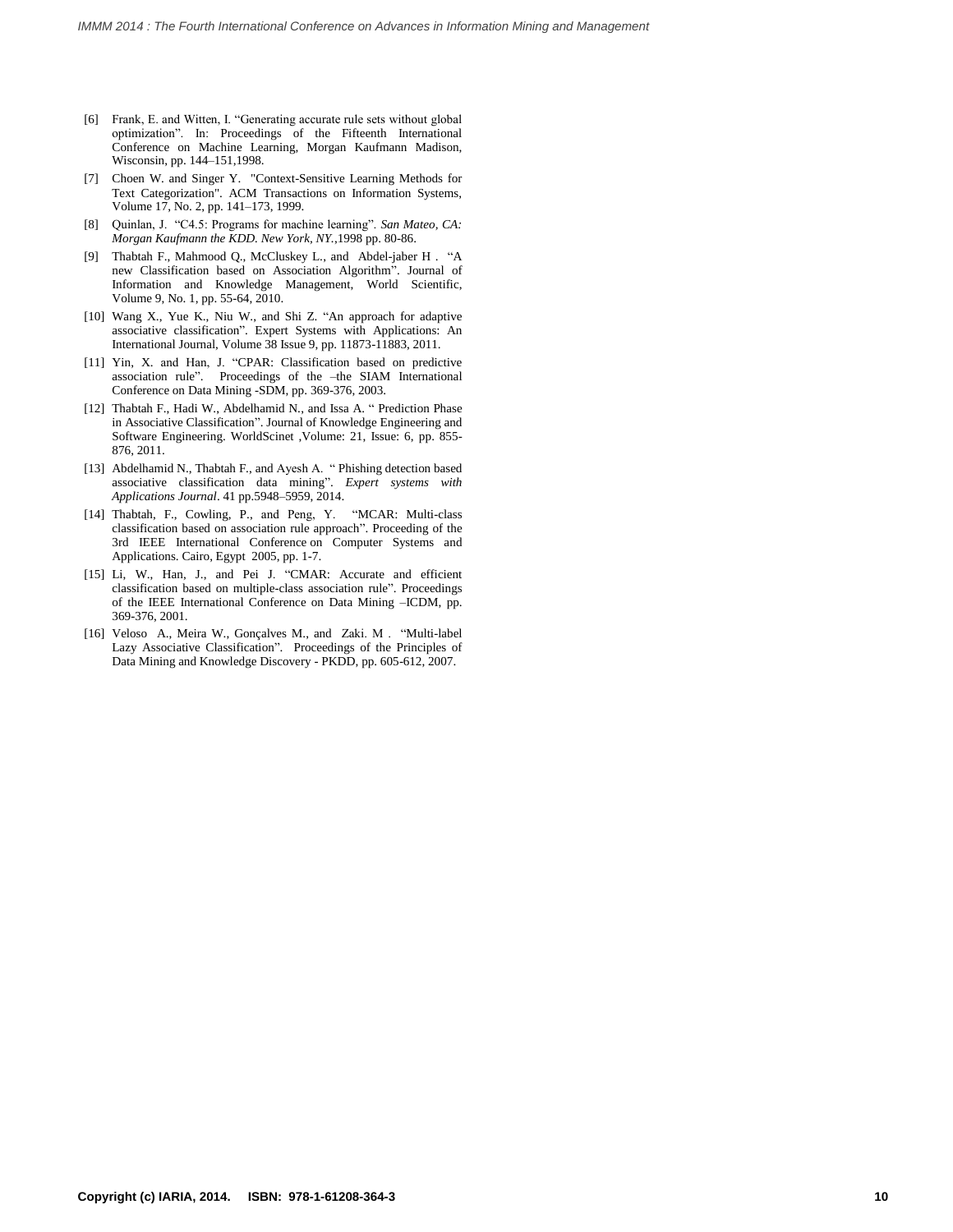[6] Frank, E. and Witten, I. “Generating accurate rule sets without global optimization”. In: Proceedings of the Fifteenth International Conference on Machine Learning, Morgan Kaufmann Madison, Wisconsin, pp. 144–151,1998.

[7] Choen W. and Singer Y. "Context-Sensitive Learning Methods for Text Categorization". ACM Transactions on Information Systems, Volume 17, No. 2, pp. 141–173, 1999.

[8] Quinlan, J. “C4.5: Programs for machine learning”. *San Mateo, CA: Morgan Kaufmann the KDD. New York, NY.*,1998 pp. 80-86.

[9] Thabtah F., Mahmood Q., McCluskey L., and Abdel-jaber H . “A new Classification based on Association Algorithm”. Journal of Information and Knowledge Management, World Scientific, Volume 9, No. 1, pp. 55-64, 2010.

[10] Wang X., Yue K., Niu W., and Shi Z. “An approach for adaptive associative classification”. Expert Systems with Applications: An International Journal, Volume 38 Issue 9, pp. 11873-11883, 2011.

[11] Yin, X. and Han, J. “CPAR: Classification based on predictive association rule”. Proceedings of the –the SIAM International Conference on Data Mining -SDM, pp. 369-376, 2003.

[12] Thabtah F., Hadi W., Abdelhamid N., and Issa A. “ Prediction Phase in Associative Classification”. Journal of Knowledge Engineering and Software Engineering. WorldScinet ,Volume: 21, Issue: 6, pp. 855-876, 2011.

[13] Abdelhamid N., Thabtah F., and Ayesh A. “ Phishing detection based associative classification data mining”. *Expert systems with Applications Journal*. 41 pp.5948–5959, 2014.

[14] Thabtah, F., Cowling, P., and Peng, Y. “MCAR: Multi-class classification based on association rule approach”. Proceeding of the 3rd IEEE International Conference on Computer Systems and Applications. Cairo, Egypt 2005, pp. 1-7.

[15] Li, W., Han, J., and Pei J. “CMAR: Accurate and efficient classification based on multiple-class association rule”. Proceedings of the IEEE International Conference on Data Mining –ICDM, pp. 369-376, 2001.

[16] Veloso A., Meira W., Gonçalves M., and Zaki. M . “Multi-label Lazy Associative Classification”. Proceedings of the Principles of Data Mining and Knowledge Discovery - PKDD, pp. 605-612, 2007.